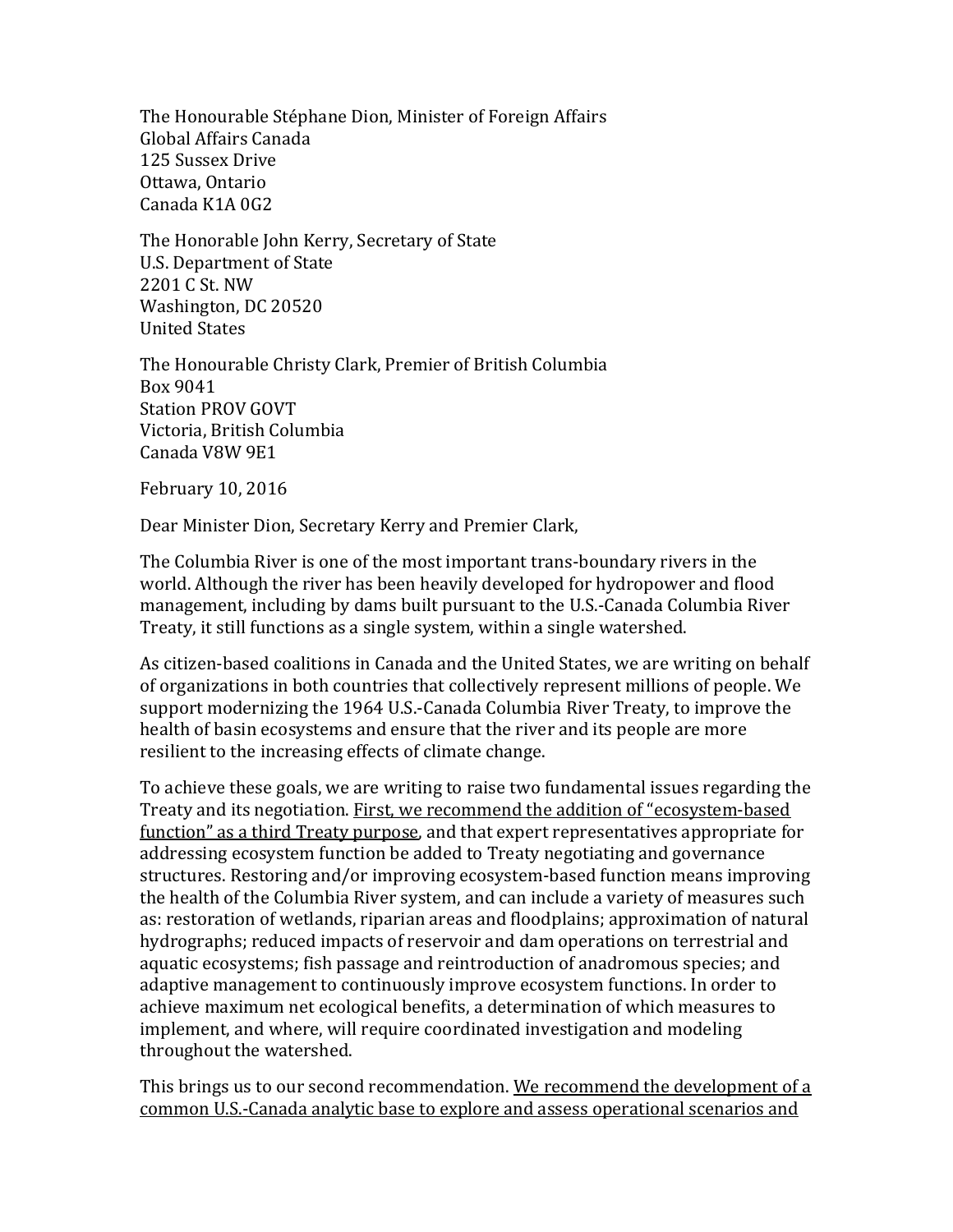The Honourable Stéphane Dion, Minister of Foreign Affairs
Global Affairs Canada
125 Sussex Drive
Ottawa, Ontario
Canada K1A 0G2

The Honorable John Kerry, Secretary of State
U.S. Department of State
2201 C St. NW
Washington, DC 20520
United States

The Honourable Christy Clark, Premier of British Columbia
Box 9041
Station PROV GOVT
Victoria, British Columbia
Canada V8W 9E1

February 10, 2016

Dear Minister Dion, Secretary Kerry and Premier Clark,

The Columbia River is one of the most important trans-boundary rivers in the world. Although the river has been heavily developed for hydropower and flood management, including by dams built pursuant to the U.S.-Canada Columbia River Treaty, it still functions as a single system, within a single watershed.

As citizen-based coalitions in Canada and the United States, we are writing on behalf of organizations in both countries that collectively represent millions of people. We support modernizing the 1964 U.S.-Canada Columbia River Treaty, to improve the health of basin ecosystems and ensure that the river and its people are more resilient to the increasing effects of climate change.

To achieve these goals, we are writing to raise two fundamental issues regarding the Treaty and its negotiation. <u>First, we recommend the addition of "ecosystem-based function" as a third Treaty purpose</u>, and that expert representatives appropriate for addressing ecosystem function be added to Treaty negotiating and governance structures. Restoring and/or improving ecosystem-based function means improving the health of the Columbia River system, and can include a variety of measures such as: restoration of wetlands, riparian areas and floodplains; approximation of natural hydrographs; reduced impacts of reservoir and dam operations on terrestrial and aquatic ecosystems; fish passage and reintroduction of anadromous species; and adaptive management to continuously improve ecosystem functions. In order to achieve maximum net ecological benefits, a determination of which measures to implement, and where, will require coordinated investigation and modeling throughout the watershed.

This brings us to our second recommendation. <u>We recommend the development of a common U.S.-Canada analytic base to explore and assess operational scenarios and</u>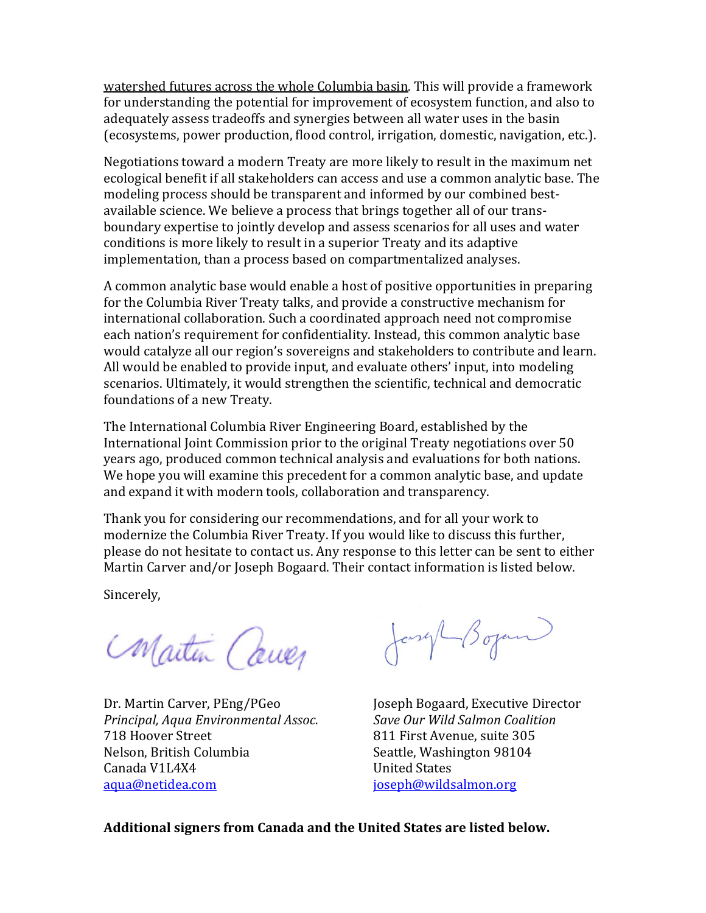watershed futures across the whole Columbia basin. This will provide a framework for understanding the potential for improvement of ecosystem function, and also to adequately assess tradeoffs and synergies between all water uses in the basin (ecosystems, power production, flood control, irrigation, domestic, navigation, etc.).

Negotiations toward a modern Treaty are more likely to result in the maximum net ecological benefit if all stakeholders can access and use a common analytic base. The modeling process should be transparent and informed by our combined best-available science. We believe a process that brings together all of our trans-boundary expertise to jointly develop and assess scenarios for all uses and water conditions is more likely to result in a superior Treaty and its adaptive implementation, than a process based on compartmentalized analyses.

A common analytic base would enable a host of positive opportunities in preparing for the Columbia River Treaty talks, and provide a constructive mechanism for international collaboration. Such a coordinated approach need not compromise each nation's requirement for confidentiality. Instead, this common analytic base would catalyze all our region's sovereigns and stakeholders to contribute and learn. All would be enabled to provide input, and evaluate others' input, into modeling scenarios. Ultimately, it would strengthen the scientific, technical and democratic foundations of a new Treaty.

The International Columbia River Engineering Board, established by the International Joint Commission prior to the original Treaty negotiations over 50 years ago, produced common technical analysis and evaluations for both nations. We hope you will examine this precedent for a common analytic base, and update and expand it with modern tools, collaboration and transparency.

Thank you for considering our recommendations, and for all your work to modernize the Columbia River Treaty. If you would like to discuss this further, please do not hesitate to contact us. Any response to this letter can be sent to either Martin Carver and/or Joseph Bogaard. Their contact information is listed below.

Sincerely,

Dr. Martin Carver, PEng/PGeo
*Principal, Aqua Environmental Assoc.*
718 Hoover Street
Nelson, British Columbia
Canada V1L4X4
aqua@netidea.com

Joseph Bogaard, Executive Director
*Save Our Wild Salmon Coalition*
811 First Avenue, suite 305
Seattle, Washington 98104
United States
joseph@wildsalmon.org

**Additional signers from Canada and the United States are listed below.**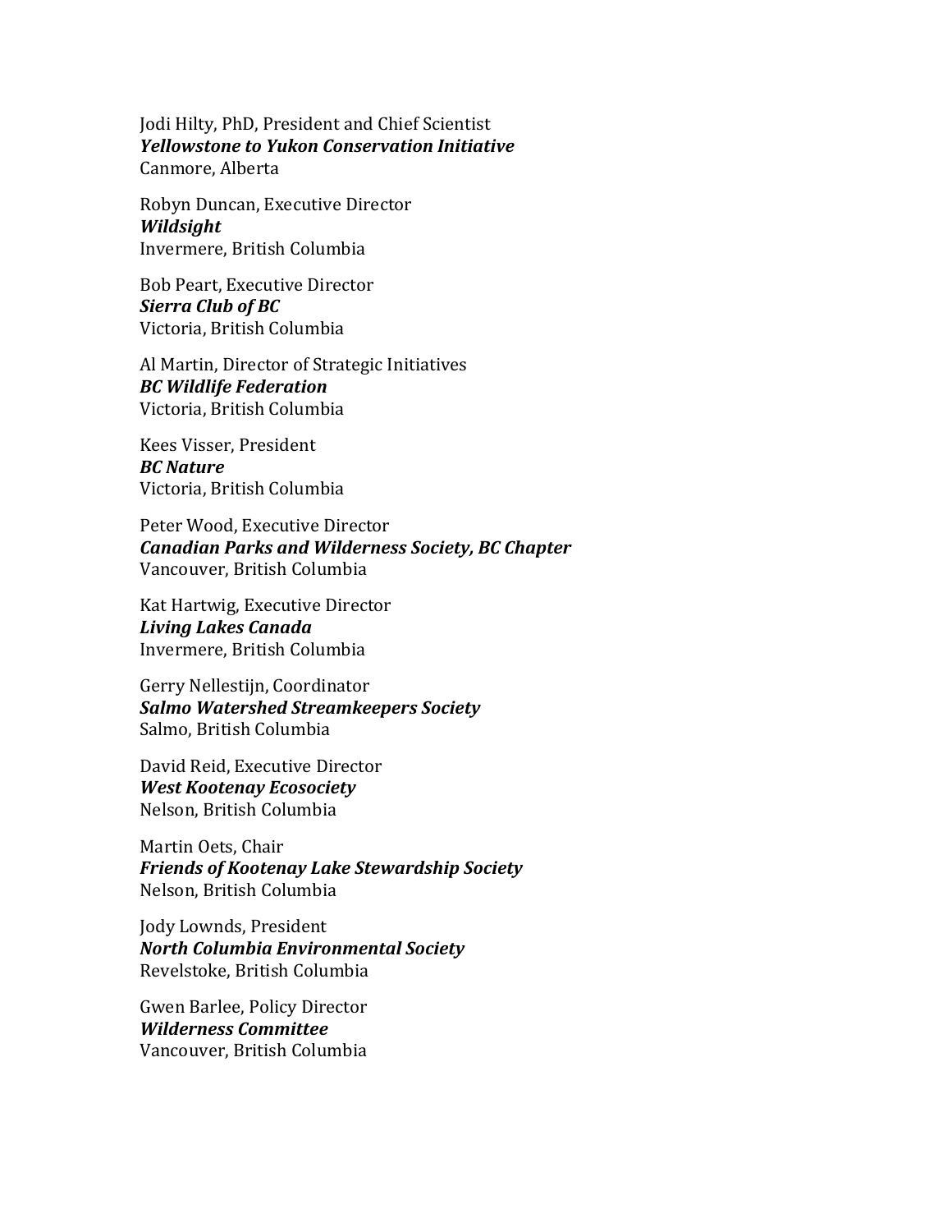Jodi Hilty, PhD, President and Chief Scientist
***Yellowstone to Yukon Conservation Initiative***
Canmore, Alberta

Robyn Duncan, Executive Director
***Wildsight***
Invermere, British Columbia

Bob Peart, Executive Director
***Sierra Club of BC***
Victoria, British Columbia

Al Martin, Director of Strategic Initiatives
***BC Wildlife Federation***
Victoria, British Columbia

Kees Visser, President
***BC Nature***
Victoria, British Columbia

Peter Wood, Executive Director
***Canadian Parks and Wilderness Society, BC Chapter***
Vancouver, British Columbia

Kat Hartwig, Executive Director
***Living Lakes Canada***
Invermere, British Columbia

Gerry Nellestijn, Coordinator
***Salmo Watershed Streamkeepers Society***
Salmo, British Columbia

David Reid, Executive Director
***West Kootenay Ecosociety***
Nelson, British Columbia

Martin Oets, Chair
***Friends of Kootenay Lake Stewardship Society***
Nelson, British Columbia

Jody Lownds, President
***North Columbia Environmental Society***
Revelstoke, British Columbia

Gwen Barlee, Policy Director
***Wilderness Committee***
Vancouver, British Columbia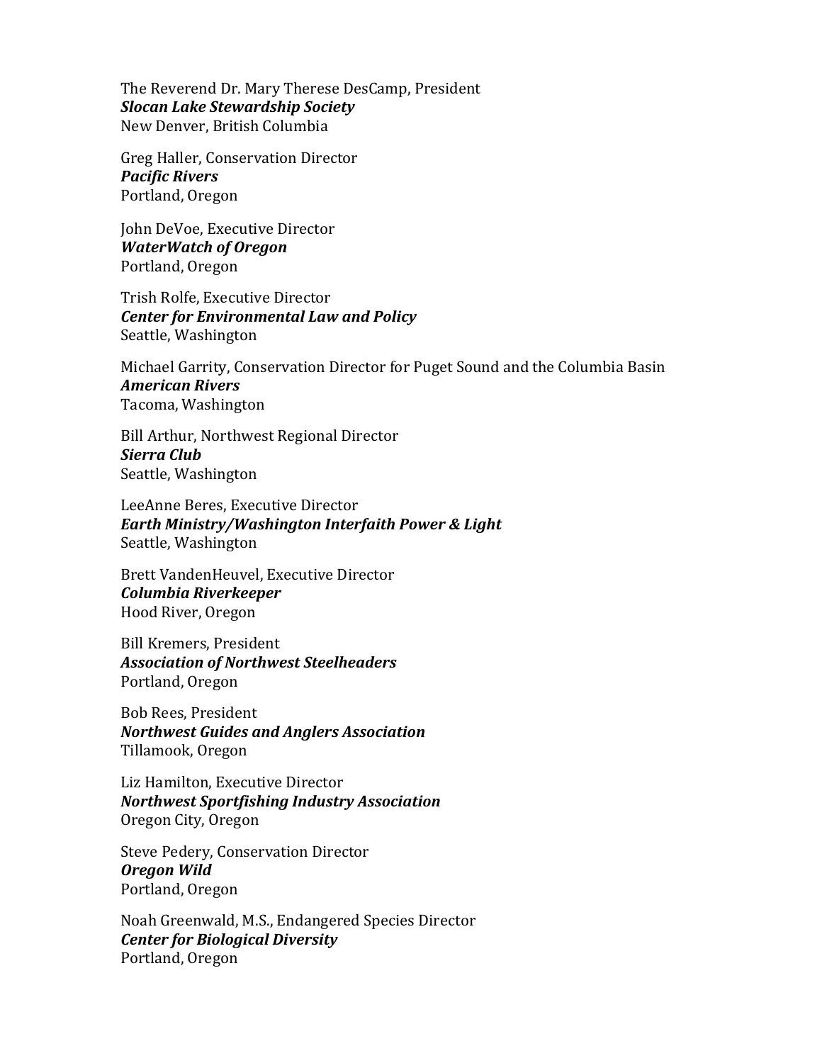The Reverend Dr. Mary Therese DesCamp, President
***Slocan Lake Stewardship Society***
New Denver, British Columbia

Greg Haller, Conservation Director
***Pacific Rivers***
Portland, Oregon

John DeVoe, Executive Director
***WaterWatch of Oregon***
Portland, Oregon

Trish Rolfe, Executive Director
***Center for Environmental Law and Policy***
Seattle, Washington

Michael Garrity, Conservation Director for Puget Sound and the Columbia Basin
***American Rivers***
Tacoma, Washington

Bill Arthur, Northwest Regional Director
***Sierra Club***
Seattle, Washington

LeeAnne Beres, Executive Director
***Earth Ministry/Washington Interfaith Power & Light***
Seattle, Washington

Brett VandenHeuvel, Executive Director
***Columbia Riverkeeper***
Hood River, Oregon

Bill Kremers, President
***Association of Northwest Steelheaders***
Portland, Oregon

Bob Rees, President
***Northwest Guides and Anglers Association***
Tillamook, Oregon

Liz Hamilton, Executive Director
***Northwest Sportfishing Industry Association***
Oregon City, Oregon

Steve Pedery, Conservation Director
***Oregon Wild***
Portland, Oregon

Noah Greenwald, M.S., Endangered Species Director
***Center for Biological Diversity***
Portland, Oregon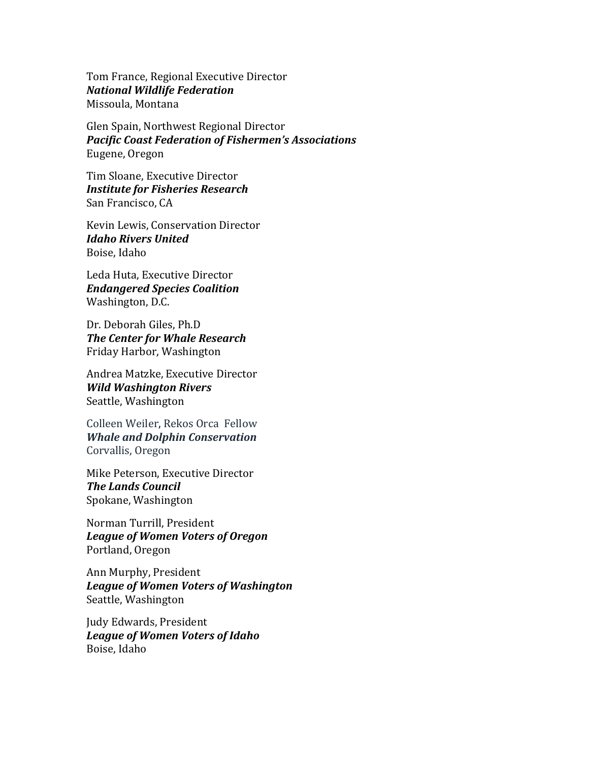Tom France, Regional Executive Director
***National Wildlife Federation***
Missoula, Montana

Glen Spain, Northwest Regional Director
***Pacific Coast Federation of Fishermen's Associations***
Eugene, Oregon

Tim Sloane, Executive Director
***Institute for Fisheries Research***
San Francisco, CA

Kevin Lewis, Conservation Director
***Idaho Rivers United***
Boise, Idaho

Leda Huta, Executive Director
***Endangered Species Coalition***
Washington, D.C.

Dr. Deborah Giles, Ph.D
***The Center for Whale Research***
Friday Harbor, Washington

Andrea Matzke, Executive Director
***Wild Washington Rivers***
Seattle, Washington

Colleen Weiler, Rekos Orca Fellow
***Whale and Dolphin Conservation***
Corvallis, Oregon

Mike Peterson, Executive Director
***The Lands Council***
Spokane, Washington

Norman Turrill, President
***League of Women Voters of Oregon***
Portland, Oregon

Ann Murphy, President
***League of Women Voters of Washington***
Seattle, Washington

Judy Edwards, President
***League of Women Voters of Idaho***
Boise, Idaho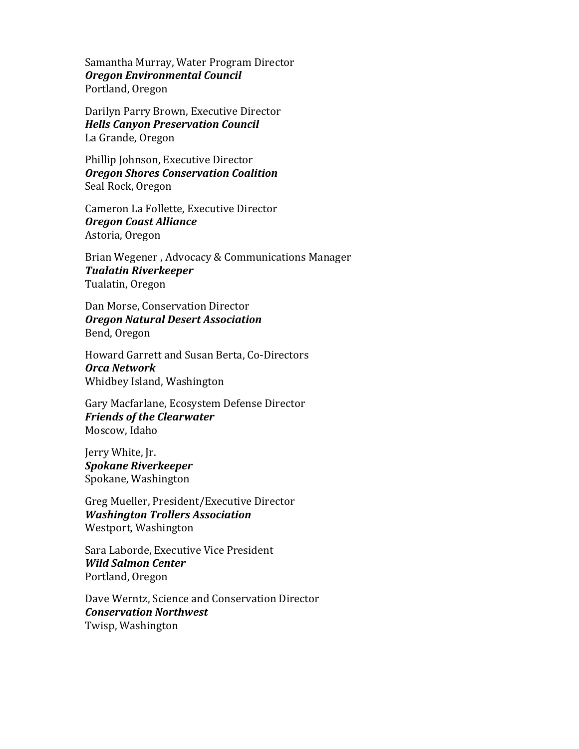Samantha Murray, Water Program Director
***Oregon Environmental Council***
Portland, Oregon

Darilyn Parry Brown, Executive Director
***Hells Canyon Preservation Council***
La Grande, Oregon

Phillip Johnson, Executive Director
***Oregon Shores Conservation Coalition***
Seal Rock, Oregon

Cameron La Follette, Executive Director
***Oregon Coast Alliance***
Astoria, Oregon

Brian Wegener , Advocacy & Communications Manager
***Tualatin Riverkeeper***
Tualatin, Oregon

Dan Morse, Conservation Director
***Oregon Natural Desert Association***
Bend, Oregon

Howard Garrett and Susan Berta, Co-Directors
***Orca Network***
Whidbey Island, Washington

Gary Macfarlane, Ecosystem Defense Director
***Friends of the Clearwater***
Moscow, Idaho

Jerry White, Jr.
***Spokane Riverkeeper***
Spokane, Washington

Greg Mueller, President/Executive Director
***Washington Trollers Association***
Westport, Washington

Sara Laborde, Executive Vice President
***Wild Salmon Center***
Portland, Oregon

Dave Werntz, Science and Conservation Director
***Conservation Northwest***
Twisp, Washington